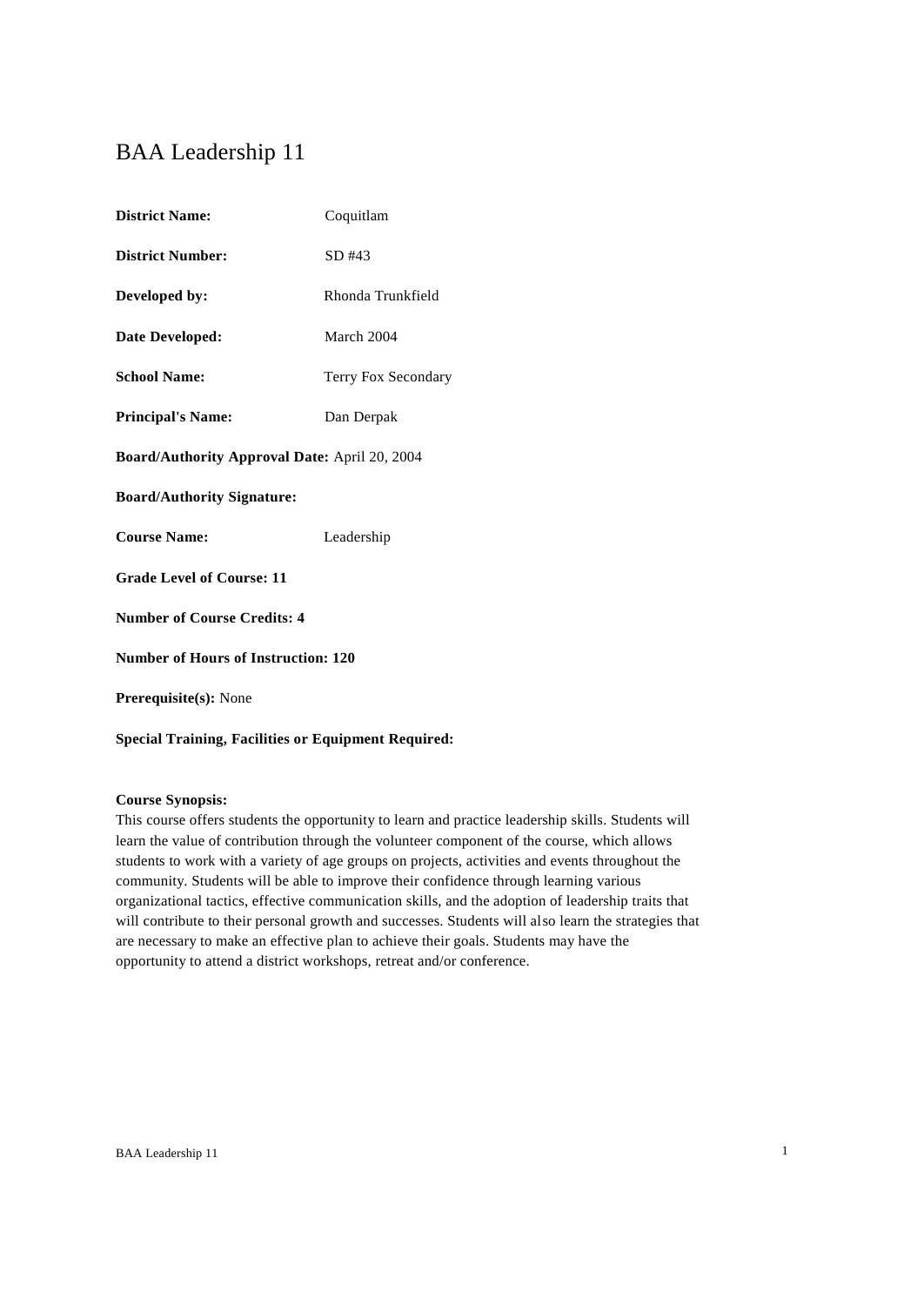# BAA Leadership 11

**District Name:** Coquitlam

**District Number:** SD #43

**Developed by:** Rhonda Trunkfield

**Date Developed:** March 2004

**School Name:** Terry Fox Secondary

**Principal's Name:** Dan Derpak

**Board/Authority Approval Date:** April 20, 2004

**Board/Authority Signature:**

**Course Name:** Leadership

**Grade Level of Course: 11**

**Number of Course Credits: 4**

**Number of Hours of Instruction: 120**

**Prerequisite(s):** None

**Special Training, Facilities or Equipment Required:**

**Course Synopsis:**
This course offers students the opportunity to learn and practice leadership skills. Students will learn the value of contribution through the volunteer component of the course, which allows students to work with a variety of age groups on projects, activities and events throughout the community. Students will be able to improve their confidence through learning various organizational tactics, effective communication skills, and the adoption of leadership traits that will contribute to their personal growth and successes. Students will also learn the strategies that are necessary to make an effective plan to achieve their goals. Students may have the opportunity to attend a district workshops, retreat and/or conference.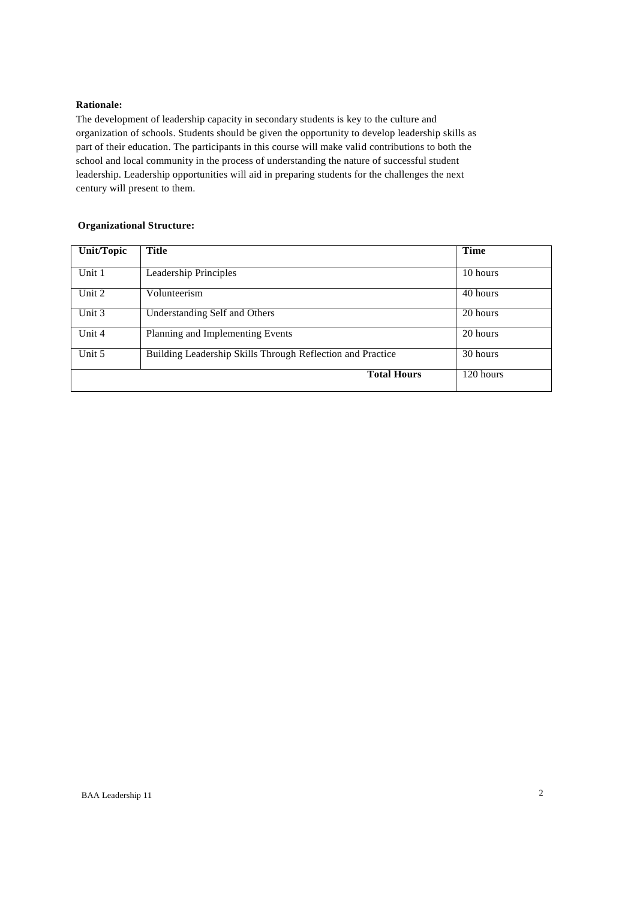**Rationale:**

The development of leadership capacity in secondary students is key to the culture and organization of schools. Students should be given the opportunity to develop leadership skills as part of their education. The participants in this course will make valid contributions to both the school and local community in the process of understanding the nature of successful student leadership. Leadership opportunities will aid in preparing students for the challenges the next century will present to them.

**Organizational Structure:**

| Unit/Topic | Title | Time |
|---|---|---|
| Unit 1 | Leadership Principles | 10 hours |
| Unit 2 | Volunteerism | 40 hours |
| Unit 3 | Understanding Self and Others | 20 hours |
| Unit 4 | Planning and Implementing Events | 20 hours |
| Unit 5 | Building Leadership Skills Through Reflection and Practice | 30 hours |
| | **Total Hours** | 120 hours |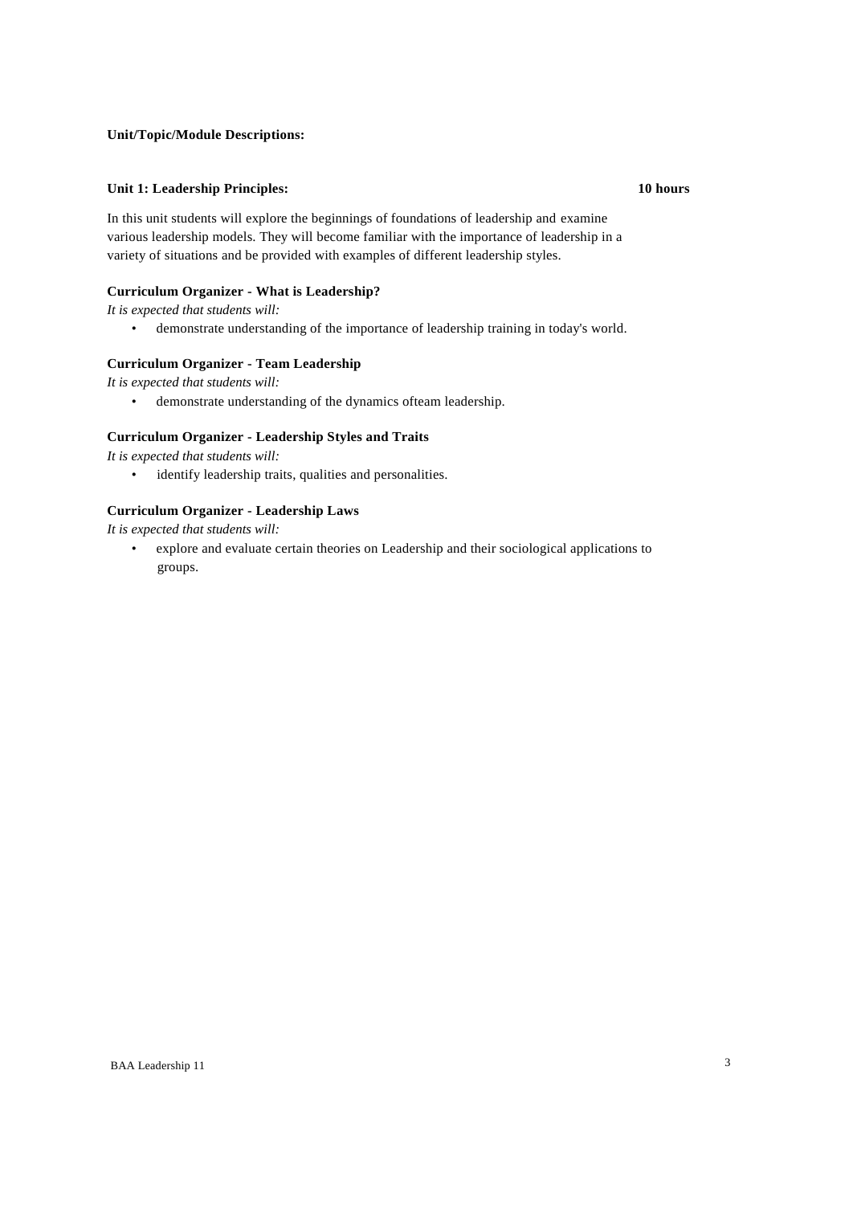**Unit/Topic/Module Descriptions:**

**Unit 1: Leadership Principles:** **10 hours**

In this unit students will explore the beginnings of foundations of leadership and examine various leadership models. They will become familiar with the importance of leadership in a variety of situations and be provided with examples of different leadership styles.

**Curriculum Organizer - What is Leadership?**

*It is expected that students will:*

- demonstrate understanding of the importance of leadership training in today's world.

**Curriculum Organizer - Team Leadership**

*It is expected that students will:*

- demonstrate understanding of the dynamics ofteam leadership.

**Curriculum Organizer - Leadership Styles and Traits**

*It is expected that students will:*

- identify leadership traits, qualities and personalities.

**Curriculum Organizer - Leadership Laws**

*It is expected that students will:*

- explore and evaluate certain theories on Leadership and their sociological applications to groups.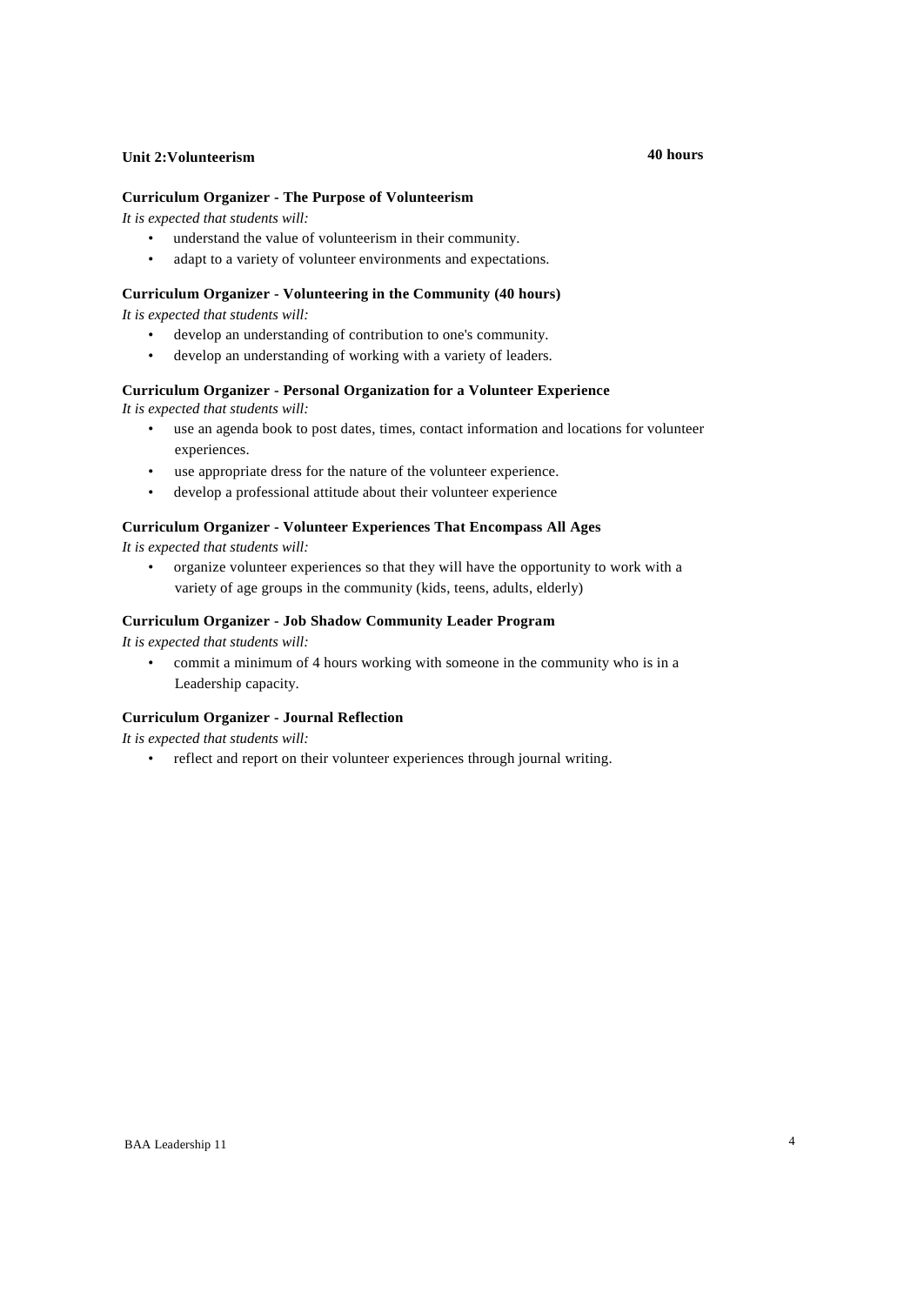## Unit 2:Volunteerism **40 hours**

### Curriculum Organizer - The Purpose of Volunteerism

*It is expected that students will:*

- understand the value of volunteerism in their community.
- adapt to a variety of volunteer environments and expectations.

### Curriculum Organizer - Volunteering in the Community (40 hours)

*It is expected that students will:*

- develop an understanding of contribution to one's community.
- develop an understanding of working with a variety of leaders.

### Curriculum Organizer - Personal Organization for a Volunteer Experience

*It is expected that students will:*

- use an agenda book to post dates, times, contact information and locations for volunteer experiences.
- use appropriate dress for the nature of the volunteer experience.
- develop a professional attitude about their volunteer experience

### Curriculum Organizer - Volunteer Experiences That Encompass All Ages

*It is expected that students will:*

- organize volunteer experiences so that they will have the opportunity to work with a variety of age groups in the community (kids, teens, adults, elderly)

### Curriculum Organizer - Job Shadow Community Leader Program

*It is expected that students will:*

- commit a minimum of 4 hours working with someone in the community who is in a Leadership capacity.

### Curriculum Organizer - Journal Reflection

*It is expected that students will:*

- reflect and report on their volunteer experiences through journal writing.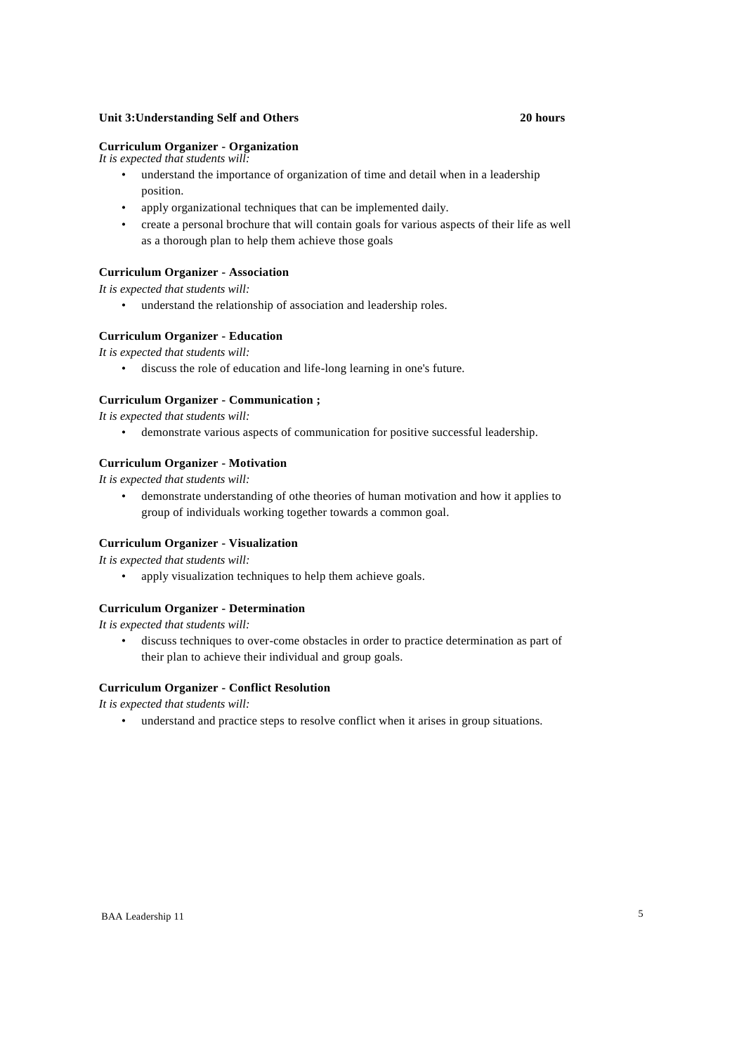**Unit 3:Understanding Self and Others** **20 hours**

**Curriculum Organizer - Organization**

*It is expected that students will:*

- understand the importance of organization of time and detail when in a leadership position.
- apply organizational techniques that can be implemented daily.
- create a personal brochure that will contain goals for various aspects of their life as well as a thorough plan to help them achieve those goals

**Curriculum Organizer - Association**

*It is expected that students will:*

- understand the relationship of association and leadership roles.

**Curriculum Organizer - Education**

*It is expected that students will:*

- discuss the role of education and life-long learning in one's future.

**Curriculum Organizer - Communication ;**

*It is expected that students will:*

- demonstrate various aspects of communication for positive successful leadership.

**Curriculum Organizer - Motivation**

*It is expected that students will:*

- demonstrate understanding of othe theories of human motivation and how it applies to group of individuals working together towards a common goal.

**Curriculum Organizer - Visualization**

*It is expected that students will:*

- apply visualization techniques to help them achieve goals.

**Curriculum Organizer - Determination**

*It is expected that students will:*

- discuss techniques to over-come obstacles in order to practice determination as part of their plan to achieve their individual and group goals.

**Curriculum Organizer - Conflict Resolution**

*It is expected that students will:*

- understand and practice steps to resolve conflict when it arises in group situations.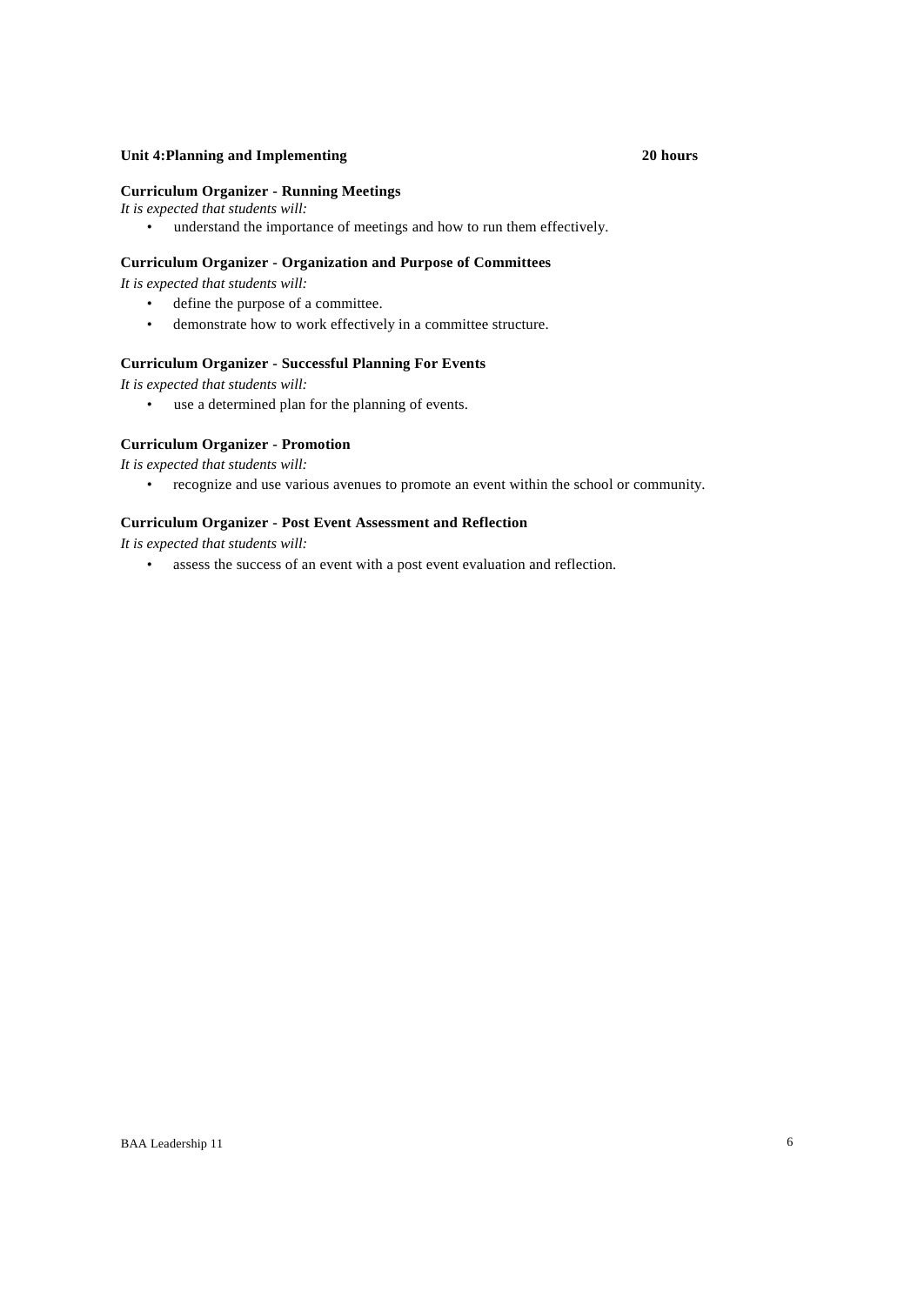**Unit 4:Planning and Implementing** **20 hours**

**Curriculum Organizer - Running Meetings**

*It is expected that students will:*

- understand the importance of meetings and how to run them effectively.

**Curriculum Organizer - Organization and Purpose of Committees**

*It is expected that students will:*

- define the purpose of a committee.
- demonstrate how to work effectively in a committee structure.

**Curriculum Organizer - Successful Planning For Events**

*It is expected that students will:*

- use a determined plan for the planning of events.

**Curriculum Organizer - Promotion**

*It is expected that students will:*

- recognize and use various avenues to promote an event within the school or community.

**Curriculum Organizer - Post Event Assessment and Reflection**

*It is expected that students will:*

- assess the success of an event with a post event evaluation and reflection.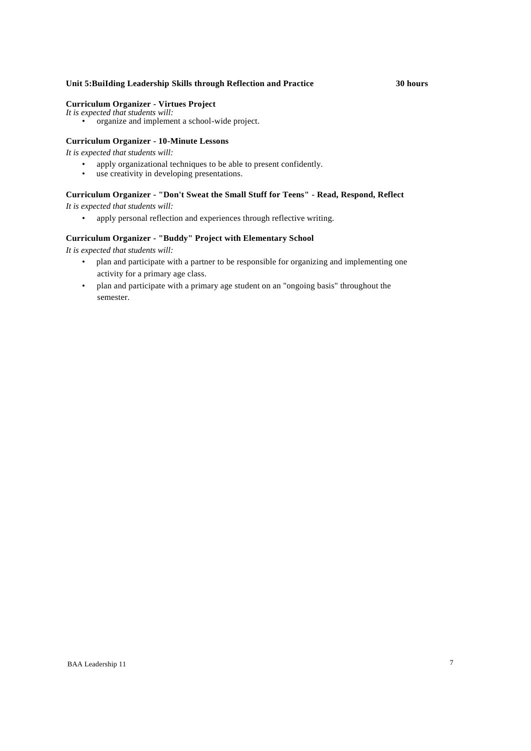**Unit 5:BuiIding Leadership Skills through Reflection and Practice 30 hours**

**Curriculum Organizer - Virtues Project**

*It is expected that students will:*

- organize and implement a school-wide project.

**Curriculum Organizer - 10-Minute Lessons**

*It is expected that students will:*

- apply organizational techniques to be able to present confidently.
- use creativity in developing presentations.

**Curriculum Organizer - "Don't Sweat the Small Stuff for Teens" - Read, Respond, Reflect**

*It is expected that students will:*

- apply personal reflection and experiences through reflective writing.

**Curriculum Organizer - "Buddy" Project with Elementary School**

*It is expected that students will:*

- plan and participate with a partner to be responsible for organizing and implementing one activity for a primary age class.
- plan and participate with a primary age student on an "ongoing basis" throughout the semester.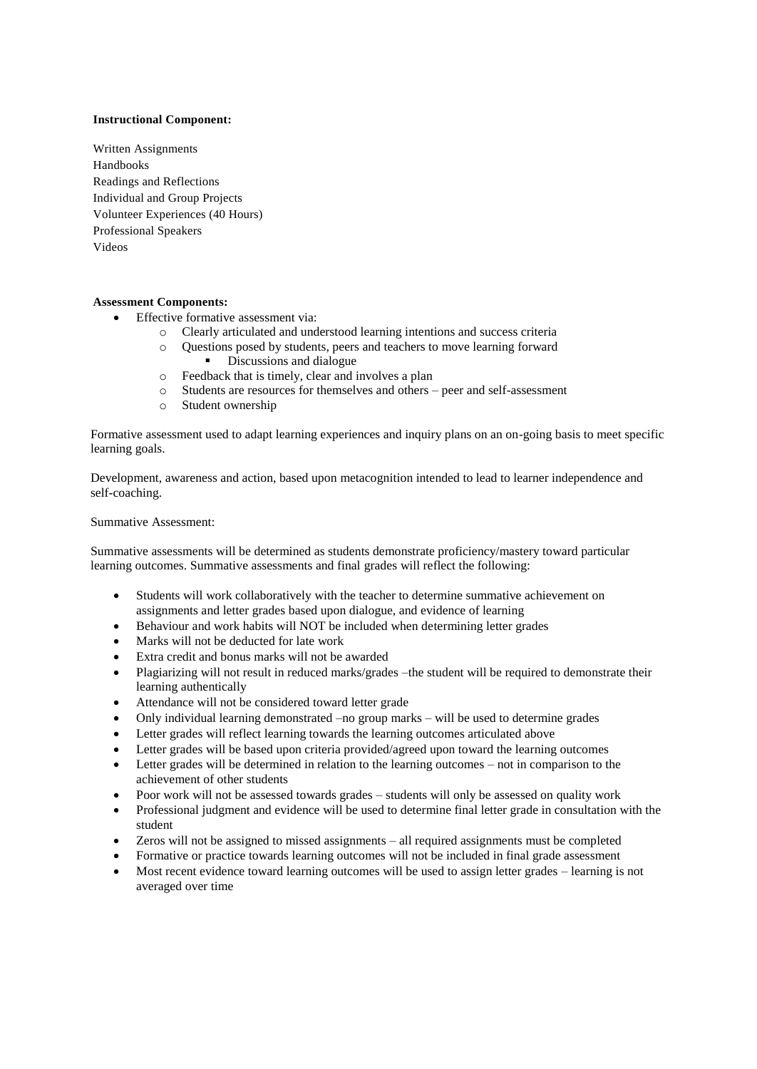**Instructional Component:**

Written Assignments
Handbooks
Readings and Reflections
Individual and Group Projects
Volunteer Experiences (40 Hours)
Professional Speakers
Videos

**Assessment Components:**

- Effective formative assessment via:
  - Clearly articulated and understood learning intentions and success criteria
  - Questions posed by students, peers and teachers to move learning forward
    - Discussions and dialogue
  - Feedback that is timely, clear and involves a plan
  - Students are resources for themselves and others – peer and self-assessment
  - Student ownership

Formative assessment used to adapt learning experiences and inquiry plans on an on-going basis to meet specific learning goals.

Development, awareness and action, based upon metacognition intended to lead to learner independence and self-coaching.

Summative Assessment:

Summative assessments will be determined as students demonstrate proficiency/mastery toward particular learning outcomes. Summative assessments and final grades will reflect the following:

- Students will work collaboratively with the teacher to determine summative achievement on assignments and letter grades based upon dialogue, and evidence of learning
- Behaviour and work habits will NOT be included when determining letter grades
- Marks will not be deducted for late work
- Extra credit and bonus marks will not be awarded
- Plagiarizing will not result in reduced marks/grades –the student will be required to demonstrate their learning authentically
- Attendance will not be considered toward letter grade
- Only individual learning demonstrated –no group marks – will be used to determine grades
- Letter grades will reflect learning towards the learning outcomes articulated above
- Letter grades will be based upon criteria provided/agreed upon toward the learning outcomes
- Letter grades will be determined in relation to the learning outcomes – not in comparison to the achievement of other students
- Poor work will not be assessed towards grades – students will only be assessed on quality work
- Professional judgment and evidence will be used to determine final letter grade in consultation with the student
- Zeros will not be assigned to missed assignments – all required assignments must be completed
- Formative or practice towards learning outcomes will not be included in final grade assessment
- Most recent evidence toward learning outcomes will be used to assign letter grades – learning is not averaged over time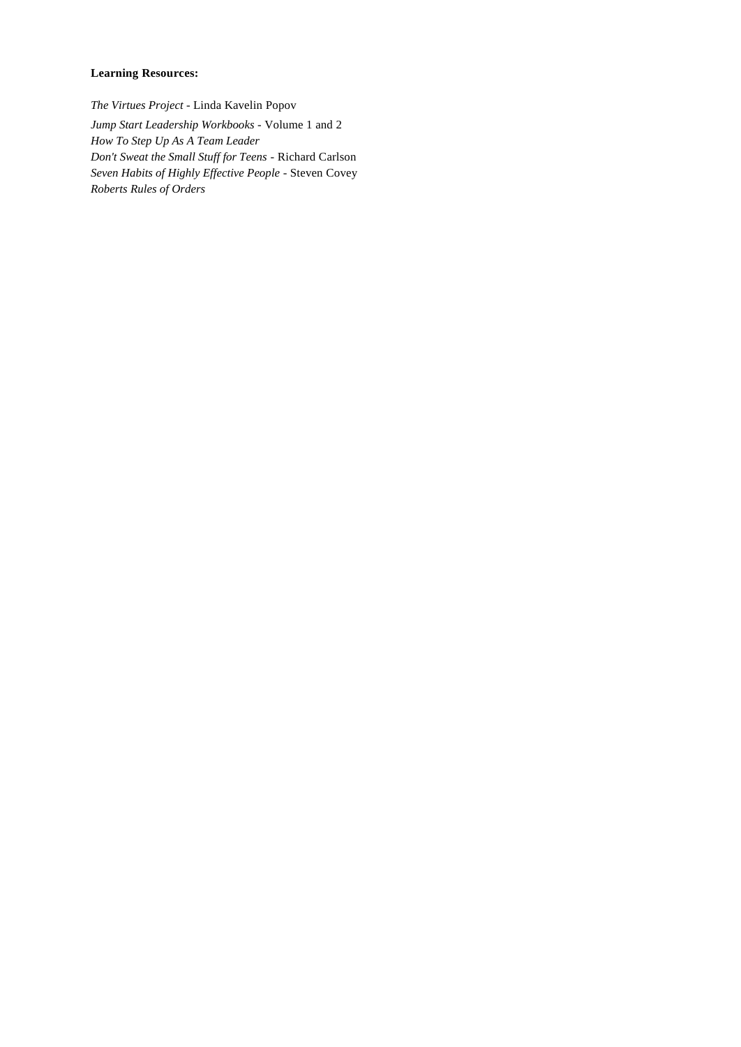**Learning Resources:**

*The Virtues Project* - Linda Kavelin Popov

*Jump Start Leadership Workbooks* - Volume 1 and 2
*How To Step Up As A Team Leader*
*Don't Sweat the Small Stuff for Teens* - Richard Carlson
*Seven Habits of Highly Effective People* - Steven Covey
*Roberts Rules of Orders*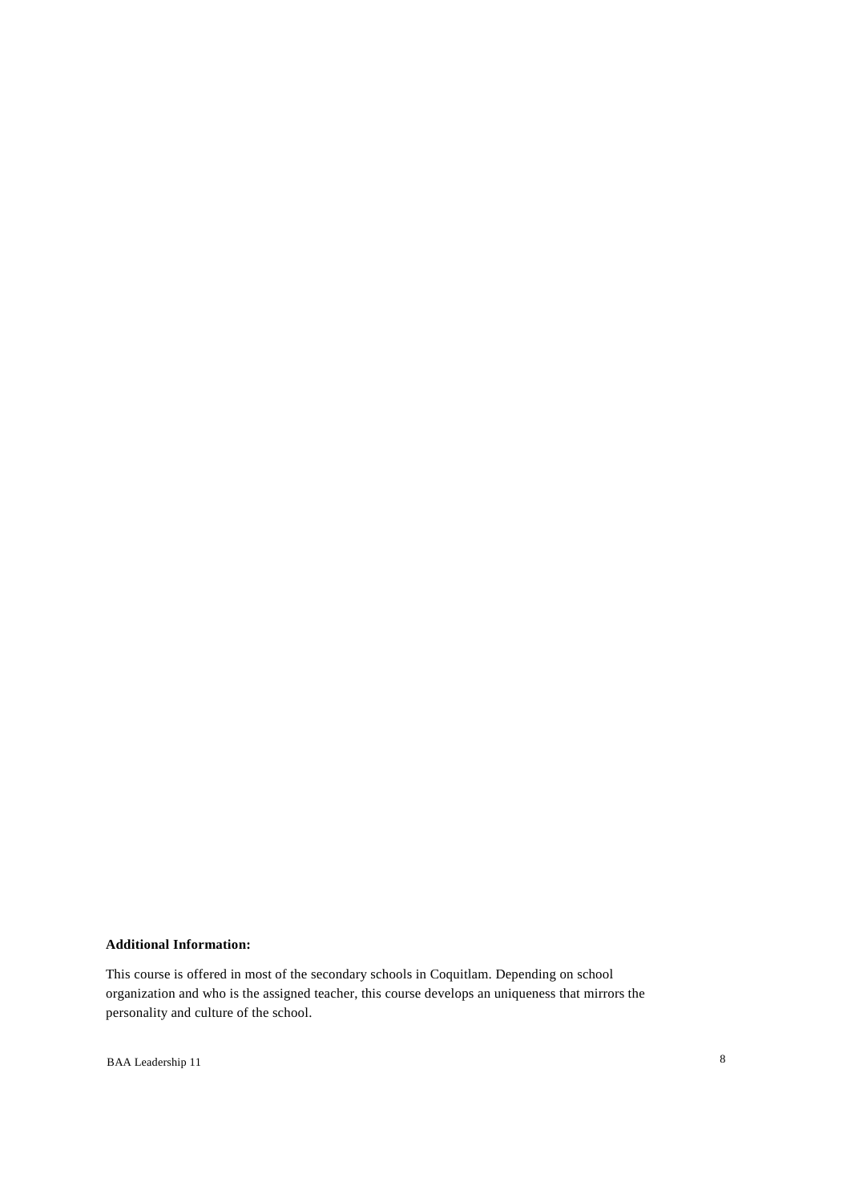**Additional Information:**

This course is offered in most of the secondary schools in Coquitlam. Depending on school organization and who is the assigned teacher, this course develops an uniqueness that mirrors the personality and culture of the school.